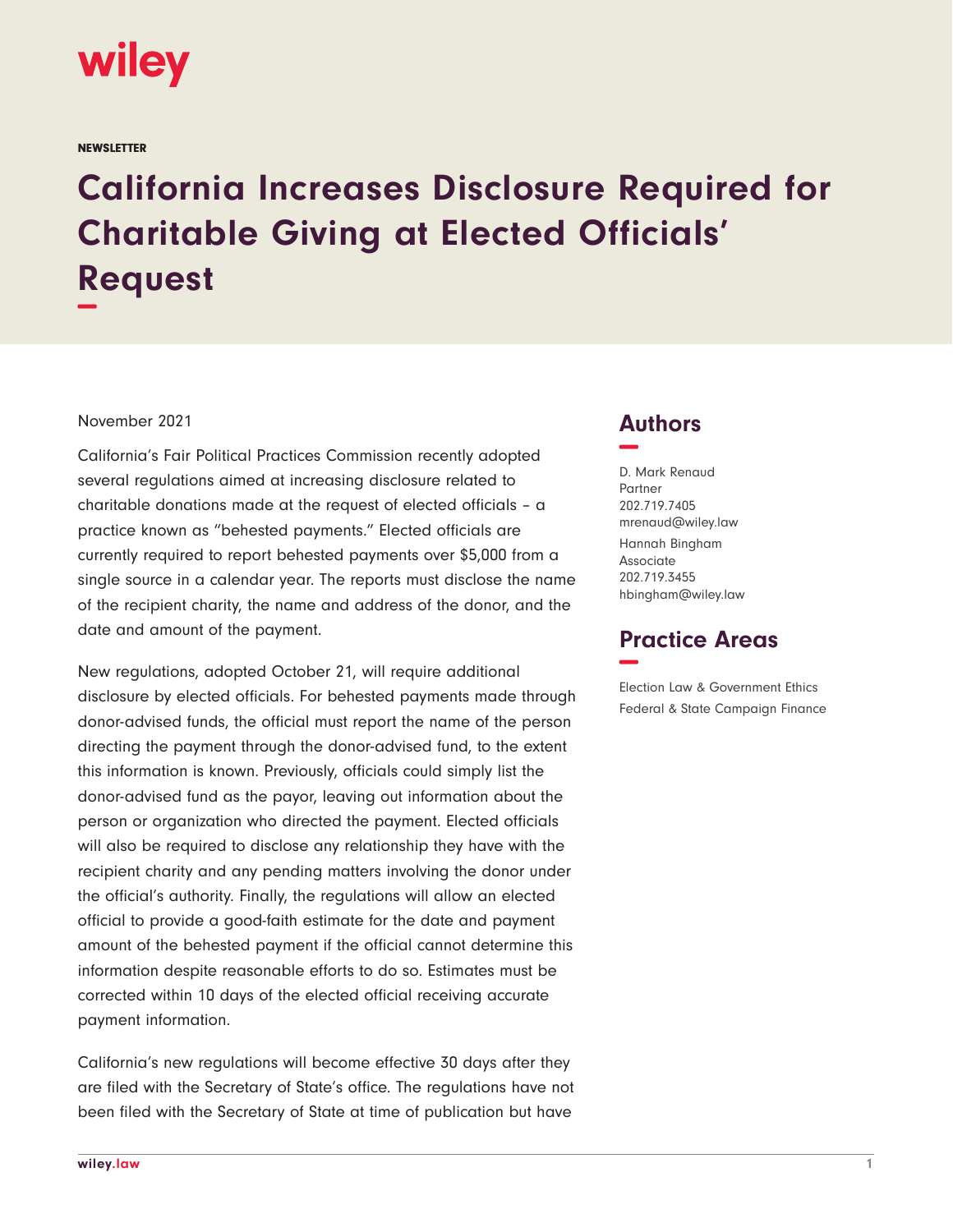wiley

NEWSLETTER

# California Increases Disclosure Required for Charitable Giving at Elected Officials' Request

November 2021

California's Fair Political Practices Commission recently adopted several regulations aimed at increasing disclosure related to charitable donations made at the request of elected officials – a practice known as "behested payments." Elected officials are currently required to report behested payments over $5,000 from a single source in a calendar year. The reports must disclose the name of the recipient charity, the name and address of the donor, and the date and amount of the payment.

New regulations, adopted October 21, will require additional disclosure by elected officials. For behested payments made through donor-advised funds, the official must report the name of the person directing the payment through the donor-advised fund, to the extent this information is known. Previously, officials could simply list the donor-advised fund as the payor, leaving out information about the person or organization who directed the payment. Elected officials will also be required to disclose any relationship they have with the recipient charity and any pending matters involving the donor under the official's authority. Finally, the regulations will allow an elected official to provide a good-faith estimate for the date and payment amount of the behested payment if the official cannot determine this information despite reasonable efforts to do so. Estimates must be corrected within 10 days of the elected official receiving accurate payment information.

California's new regulations will become effective 30 days after they are filed with the Secretary of State's office. The regulations have not been filed with the Secretary of State at time of publication but have

## Authors

D. Mark Renaud
Partner
202.719.7405
mrenaud@wiley.law

Hannah Bingham
Associate
202.719.3455
hbingham@wiley.law

## Practice Areas

Election Law & Government Ethics
Federal & State Campaign Finance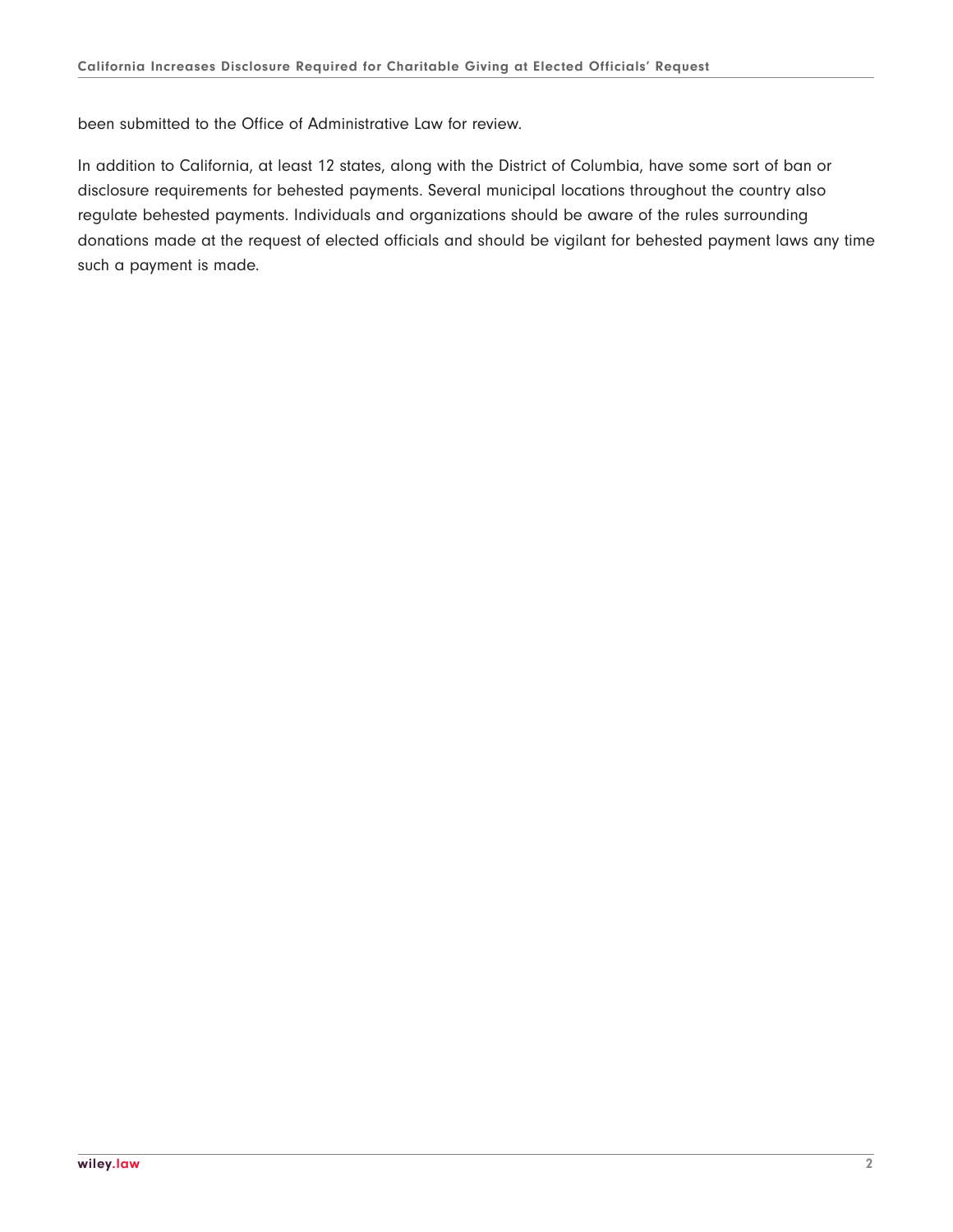been submitted to the Office of Administrative Law for review.

In addition to California, at least 12 states, along with the District of Columbia, have some sort of ban or disclosure requirements for behested payments. Several municipal locations throughout the country also regulate behested payments. Individuals and organizations should be aware of the rules surrounding donations made at the request of elected officials and should be vigilant for behested payment laws any time such a payment is made.